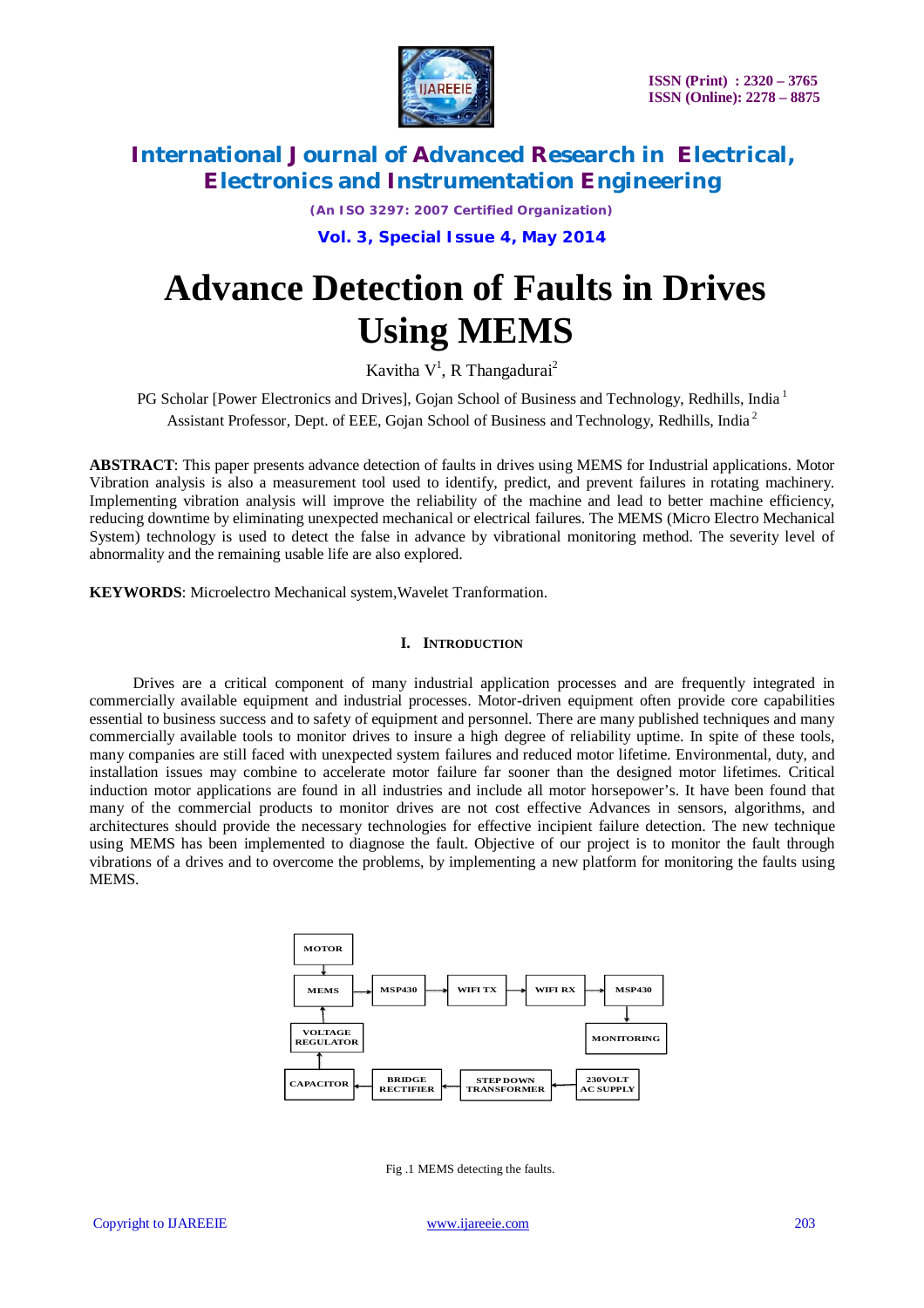# Advance Detection of Faults in Drives Using MEMS

Kavitha V[1], R Thangadurai[2]

PG Scholar [Power Electronics and Drives], Gojan School of Business and Technology, Redhills, India [1]

Assistant Professor, Dept. of EEE, Gojan School of Business and Technology, Redhills, India [2]

**ABSTRACT**: This paper presents advance detection of faults in drives using MEMS for Industrial applications. Motor Vibration analysis is also a measurement tool used to identify, predict, and prevent failures in rotating machinery. Implementing vibration analysis will improve the reliability of the machine and lead to better machine efficiency, reducing downtime by eliminating unexpected mechanical or electrical failures. The MEMS (Micro Electro Mechanical System) technology is used to detect the false in advance by vibrational monitoring method. The severity level of abnormality and the remaining usable life are also explored.

**KEYWORDS**: Microelectro Mechanical system,Wavelet Tranformation.

## I. Introduction

Drives are a critical component of many industrial application processes and are frequently integrated in commercially available equipment and industrial processes. Motor-driven equipment often provide core capabilities essential to business success and to safety of equipment and personnel. There are many published techniques and many commercially available tools to monitor drives to insure a high degree of reliability uptime. In spite of these tools, many companies are still faced with unexpected system failures and reduced motor lifetime. Environmental, duty, and installation issues may combine to accelerate motor failure far sooner than the designed motor lifetimes. Critical induction motor applications are found in all industries and include all motor horsepower's. It have been found that many of the commercial products to monitor drives are not cost effective Advances in sensors, algorithms, and architectures should provide the necessary technologies for effective incipient failure detection. The new technique using MEMS has been implemented to diagnose the fault. Objective of our project is to monitor the fault through vibrations of a drives and to overcome the problems, by implementing a new platform for monitoring the faults using MEMS.

MOTOR → MEMS → MSP430 → WIFI TX → WIFI RX → MSP430 → MONITORING

230VOLT AC SUPPLY → STEP DOWN TRANSFORMER → BRIDGE RECTIFIER → CAPACITOR → VOLTAGE REGULATOR → MEMS

Fig .1 MEMS detecting the faults.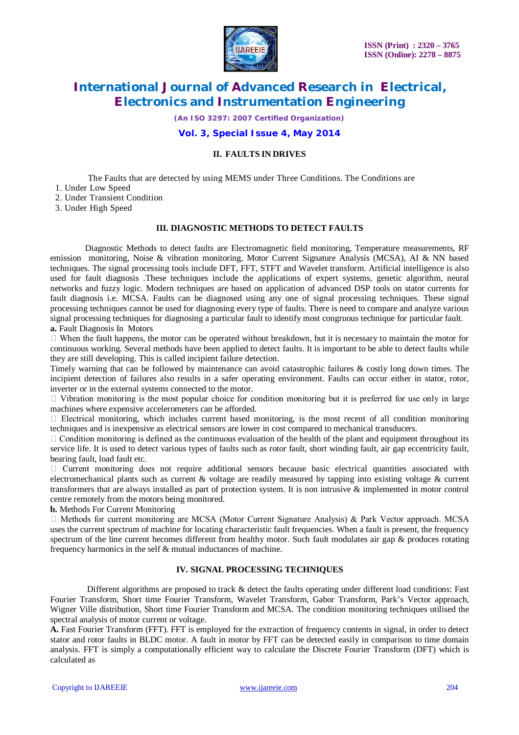## II. FAULTS IN DRIVES

The Faults that are detected by using MEMS under Three Conditions. The Conditions are

1. Under Low Speed
2. Under Transient Condition
3. Under High Speed

## III. DIAGNOSTIC METHODS TO DETECT FAULTS

Diagnostic Methods to detect faults are Electromagnetic field monitoring, Temperature measurements, RF emission monitoring, Noise & vibration monitoring, Motor Current Signature Analysis (MCSA), AI & NN based techniques. The signal processing tools include DFT, FFT, STFT and Wavelet transform. Artificial intelligence is also used for fault diagnosis .These techniques include the applications of expert systems, genetic algorithm, neural networks and fuzzy logic. Modern techniques are based on application of advanced DSP tools on stator currents for fault diagnosis i.e. MCSA. Faults can be diagnosed using any one of signal processing techniques. These signal processing techniques cannot be used for diagnosing every type of faults. There is need to compare and analyze various signal processing techniques for diagnosing a particular fault to identify most congruous technique for particular fault.

**a.** Fault Diagnosis In Motors

- When the fault happens, the motor can be operated without breakdown, but it is necessary to maintain the motor for continuous working. Several methods have been applied to detect faults. It is important to be able to detect faults while they are still developing. This is called incipient failure detection.

Timely warning that can be followed by maintenance can avoid catastrophic failures & costly long down times. The incipient detection of failures also results in a safer operating environment. Faults can occur either in stator, rotor, inverter or in the external systems connected to the motor.

- Vibration monitoring is the most popular choice for condition monitoring but it is preferred for use only in large machines where expensive accelerometers can be afforded.
- Electrical monitoring, which includes current based monitoring, is the most recent of all condition monitoring techniques and is inexpensive as electrical sensors are lower in cost compared to mechanical transducers.
- Condition monitoring is defined as the continuous evaluation of the health of the plant and equipment throughout its service life. It is used to detect various types of faults such as rotor fault, short winding fault, air gap eccentricity fault, bearing fault, load fault etc.
- Current monitoring does not require additional sensors because basic electrical quantities associated with electromechanical plants such as current & voltage are readily measured by tapping into existing voltage & current transformers that are always installed as part of protection system. It is non intrusive & implemented in motor control centre remotely from the motors being monitored.

**b.** Methods For Current Monitoring

- Methods for current monitoring are MCSA (Motor Current Signature Analysis) & Park Vector approach. MCSA uses the current spectrum of machine for locating characteristic fault frequencies. When a fault is present, the frequency spectrum of the line current becomes different from healthy motor. Such fault modulates air gap & produces rotating frequency harmonics in the self & mutual inductances of machine.

## IV. SIGNAL PROCESSING TECHNIQUES

Different algorithms are proposed to track & detect the faults operating under different load conditions: Fast Fourier Transform, Short time Fourier Transform, Wavelet Transform, Gabor Transform, Park's Vector approach, Wigner Ville distribution, Short time Fourier Transform and MCSA. The condition monitoring techniques utilised the spectral analysis of motor current or voltage.

**A.** Fast Fourier Transform (FFT). FFT is employed for the extraction of frequency contents in signal, in order to detect stator and rotor faults in BLDC motor. A fault in motor by FFT can be detected easily in comparison to time domain analysis. FFT is simply a computationally efficient way to calculate the Discrete Fourier Transform (DFT) which is calculated as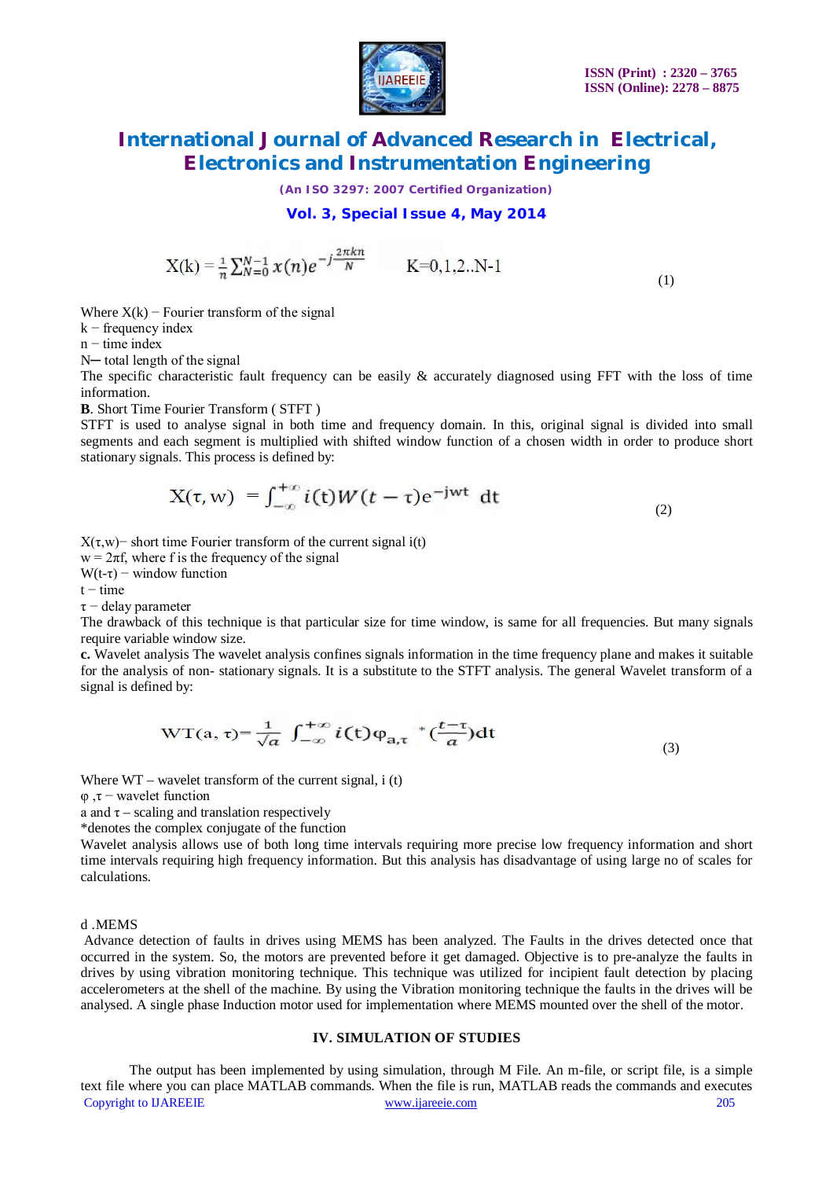$$X(k) = \frac{1}{n}\sum_{N=0}^{N-1} x(n)e^{-j\frac{2\pi kn}{N}} \qquad K=0,1,2..N-1 \tag{1}$$

Where X(k) − Fourier transform of the signal
k − frequency index
n − time index
N− total length of the signal
The specific characteristic fault frequency can be easily & accurately diagnosed using FFT with the loss of time information.

**B**. Short Time Fourier Transform ( STFT )

STFT is used to analyse signal in both time and frequency domain. In this, original signal is divided into small segments and each segment is multiplied with shifted window function of a chosen width in order to produce short stationary signals. This process is defined by:

$$X(\tau, w) = \int_{-\infty}^{+\infty} i(t)W(t-\tau)e^{-jwt}\ dt \tag{2}$$

X(τ,w)− short time Fourier transform of the current signal i(t)
w = 2πf, where f is the frequency of the signal
W(t-τ) − window function
t − time
τ − delay parameter
The drawback of this technique is that particular size for time window, is same for all frequencies. But many signals require variable window size.

**c.** Wavelet analysis The wavelet analysis confines signals information in the time frequency plane and makes it suitable for the analysis of non- stationary signals. It is a substitute to the STFT analysis. The general Wavelet transform of a signal is defined by:

$$WT(a, \tau) = \frac{1}{\sqrt{a}} \int_{-\infty}^{+\infty} i(t)\varphi_{a,\tau}^{\ *}\left(\frac{t-\tau}{a}\right)dt \tag{3}$$

Where WT – wavelet transform of the current signal, i (t)
φ ,τ − wavelet function
a and τ – scaling and translation respectively
*denotes the complex conjugate of the function
Wavelet analysis allows use of both long time intervals requiring more precise low frequency information and short time intervals requiring high frequency information. But this analysis has disadvantage of using large no of scales for calculations.

d .MEMS

Advance detection of faults in drives using MEMS has been analyzed. The Faults in the drives detected once that occurred in the system. So, the motors are prevented before it get damaged. Objective is to pre-analyze the faults in drives by using vibration monitoring technique. This technique was utilized for incipient fault detection by placing accelerometers at the shell of the machine. By using the Vibration monitoring technique the faults in the drives will be analysed. A single phase Induction motor used for implementation where MEMS mounted over the shell of the motor.

## IV. SIMULATION OF STUDIES

The output has been implemented by using simulation, through M File. An m-file, or script file, is a simple text file where you can place MATLAB commands. When the file is run, MATLAB reads the commands and executes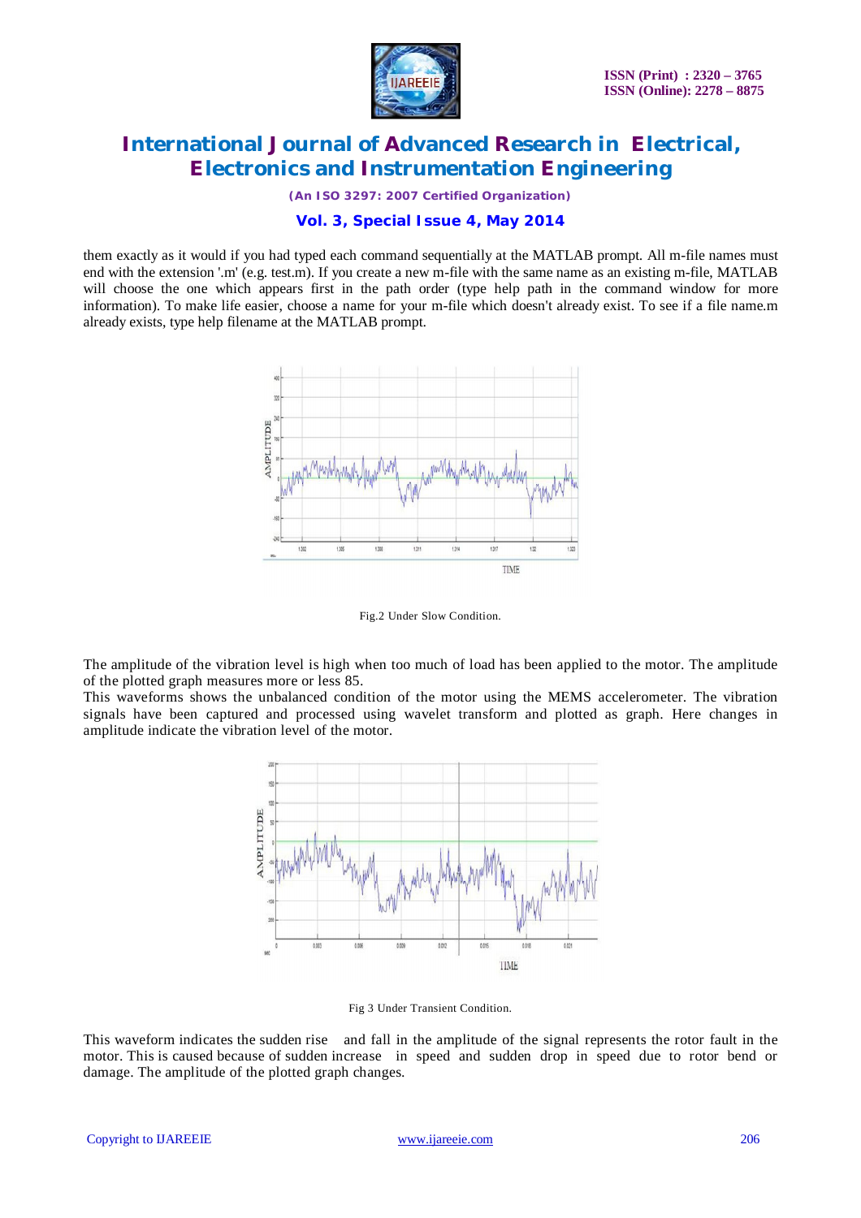them exactly as it would if you had typed each command sequentially at the MATLAB prompt. All m-file names must end with the extension '.m' (e.g. test.m). If you create a new m-file with the same name as an existing m-file, MATLAB will choose the one which appears first in the path order (type help path in the command window for more information). To make life easier, choose a name for your m-file which doesn't already exist. To see if a file name.m already exists, type help filename at the MATLAB prompt.

Fig.2 Under Slow Condition.

The amplitude of the vibration level is high when too much of load has been applied to the motor. The amplitude of the plotted graph measures more or less 85.

This waveforms shows the unbalanced condition of the motor using the MEMS accelerometer. The vibration signals have been captured and processed using wavelet transform and plotted as graph. Here changes in amplitude indicate the vibration level of the motor.

Fig 3 Under Transient Condition.

This waveform indicates the sudden rise and fall in the amplitude of the signal represents the rotor fault in the motor. This is caused because of sudden increase in speed and sudden drop in speed due to rotor bend or damage. The amplitude of the plotted graph changes.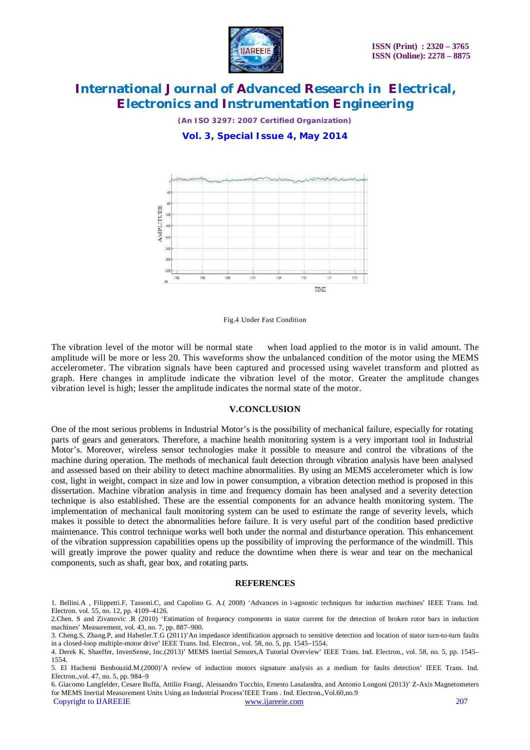Fig.4 Under Fast Condition

The vibration level of the motor will be normal state when load applied to the motor is in valid amount. The amplitude will be more or less 20. This waveforms show the unbalanced condition of the motor using the MEMS accelerometer. The vibration signals have been captured and processed using wavelet transform and plotted as graph. Here changes in amplitude indicate the vibration level of the motor. Greater the amplitude changes vibration level is high; lesser the amplitude indicates the normal state of the motor.

## V.CONCLUSION

One of the most serious problems in Industrial Motor's is the possibility of mechanical failure, especially for rotating parts of gears and generators. Therefore, a machine health monitoring system is a very important tool in Industrial Motor's. Moreover, wireless sensor technologies make it possible to measure and control the vibrations of the machine during operation. The methods of mechanical fault detection through vibration analysis have been analysed and assessed based on their ability to detect machine abnormalities. By using an MEMS accelerometer which is low cost, light in weight, compact in size and low in power consumption, a vibration detection method is proposed in this dissertation. Machine vibration analysis in time and frequency domain has been analysed and a severity detection technique is also established. These are the essential components for an advance health monitoring system. The implementation of mechanical fault monitoring system can be used to estimate the range of severity levels, which makes it possible to detect the abnormalities before failure. It is very useful part of the condition based predictive maintenance. This control technique works well both under the normal and disturbance operation. This enhancement of the vibration suppression capabilities opens up the possibility of improving the performance of the windmill. This will greatly improve the power quality and reduce the downtime when there is wear and tear on the mechanical components, such as shaft, gear box, and rotating parts.

## REFERENCES

1. Bellini.A , Filippetti.F, Tassoni.C, and Capolino G. A.( 2008) 'Advances in i-agnostic techniques for induction machines' IEEE Trans. Ind. Electron. vol. 55, no. 12, pp. 4109–4126.
2. Chen. S and Zivanovic .R (2010) 'Estimation of frequency components in stator current for the detection of broken rotor bars in induction machines' Measurement, vol. 43, no. 7, pp. 887–900.
3. Cheng.S, Zhang.P, and Habetler.T.G (2011)'An impedance identification approach to sensitive detection and location of stator turn-to-turn faults in a closed-loop multiple-motor drive' IEEE Trans. Ind. Electron., vol. 58, no. 5, pp. 1545–1554.
4. Derek K. Shaeffer, InvenSense, Inc.(2013)' MEMS Inertial Sensors,A Tutorial Overview' IEEE Trans. Ind. Electron., vol. 58, no. 5, pp. 1545–1554.
5. El Hachemi Benbouzid.M.(2000)'A review of induction motors signature analysis as a medium for faults detection' IEEE Trans. Ind. Electron.,vol. 47, no. 5, pp. 984–9
6. Giacomo Langfelder, Cesare Buffa, Attilio Frangi, Alessandro Tocchio, Ernesto Lasalandra, and Antonio Longoni (2013)' Z-Axis Magnetometers for MEMS Inertial Measurement Units Using an Industrial Process'IEEE Trans . Ind. Electron.,Vol.60,no.9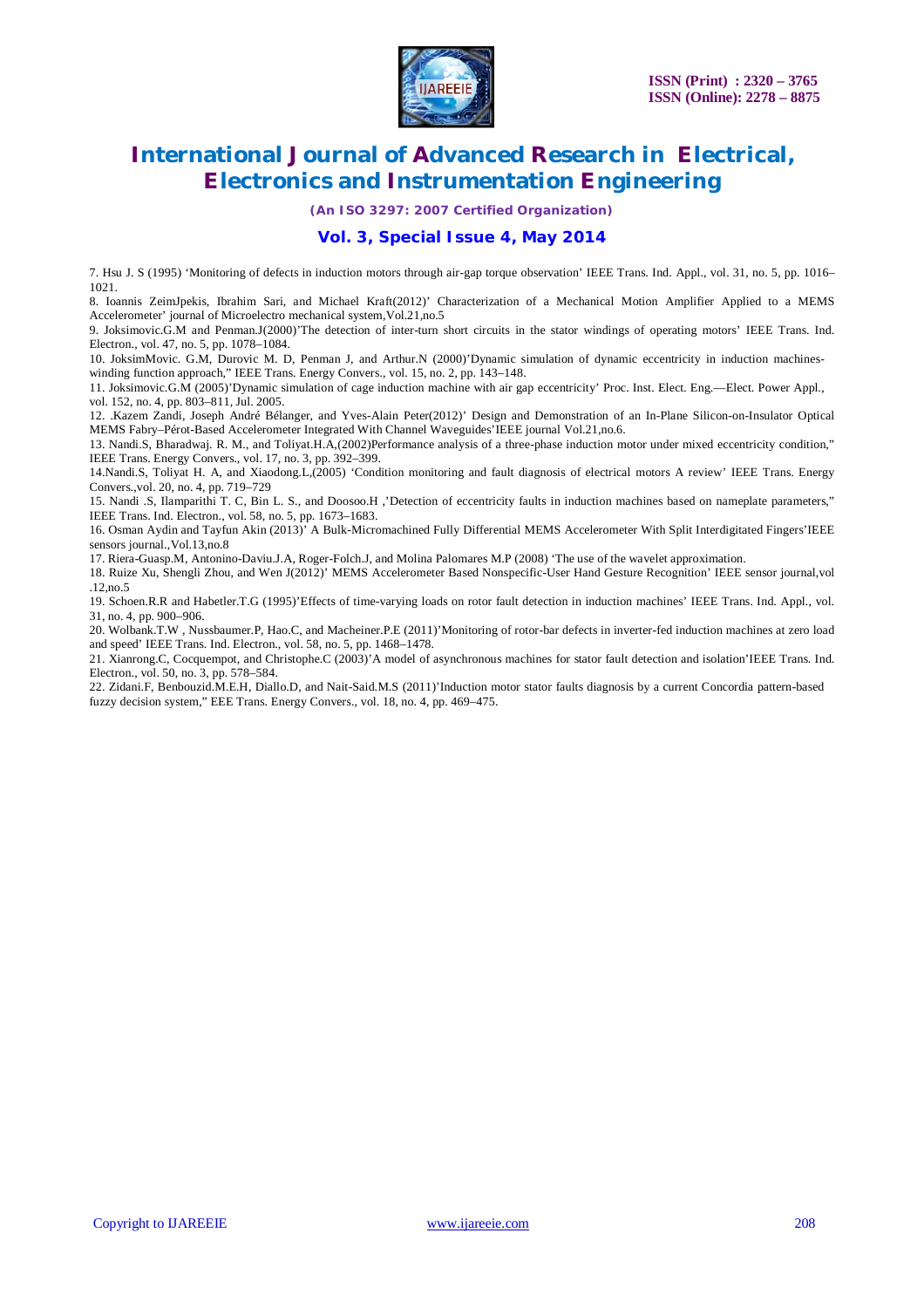7. Hsu J. S (1995) 'Monitoring of defects in induction motors through air-gap torque observation' IEEE Trans. Ind. Appl., vol. 31, no. 5, pp. 1016–1021.

8. Ioannis ZeimJpekis, Ibrahim Sari, and Michael Kraft(2012)' Characterization of a Mechanical Motion Amplifier Applied to a MEMS Accelerometer' journal of Microelectro mechanical system,Vol.21,no.5

9. Joksimovic.G.M and Penman.J(2000)'The detection of inter-turn short circuits in the stator windings of operating motors' IEEE Trans. Ind. Electron., vol. 47, no. 5, pp. 1078–1084.

10. JoksimMovic. G.M, Durovic M. D, Penman J, and Arthur.N (2000)'Dynamic simulation of dynamic eccentricity in induction machines-winding function approach," IEEE Trans. Energy Convers., vol. 15, no. 2, pp. 143–148.

11. Joksimovic.G.M (2005)'Dynamic simulation of cage induction machine with air gap eccentricity' Proc. Inst. Elect. Eng.—Elect. Power Appl., vol. 152, no. 4, pp. 803–811, Jul. 2005.

12. .Kazem Zandi, Joseph André Bélanger, and Yves-Alain Peter(2012)' Design and Demonstration of an In-Plane Silicon-on-Insulator Optical MEMS Fabry–Pérot-Based Accelerometer Integrated With Channel Waveguides'IEEE journal Vol.21,no.6.

13. Nandi.S, Bharadwaj. R. M., and Toliyat.H.A,(2002)Performance analysis of a three-phase induction motor under mixed eccentricity condition," IEEE Trans. Energy Convers., vol. 17, no. 3, pp. 392–399.

14.Nandi.S, Toliyat H. A, and Xiaodong.L,(2005) 'Condition monitoring and fault diagnosis of electrical motors A review' IEEE Trans. Energy Convers.,vol. 20, no. 4, pp. 719–729

15. Nandi .S, Ilamparithi T. C, Bin L. S., and Doosoo.H ,'Detection of eccentricity faults in induction machines based on nameplate parameters," IEEE Trans. Ind. Electron., vol. 58, no. 5, pp. 1673–1683.

16. Osman Aydin and Tayfun Akin (2013)' A Bulk-Micromachined Fully Differential MEMS Accelerometer With Split Interdigitated Fingers'IEEE sensors journal.,Vol.13,no.8

17. Riera-Guasp.M, Antonino-Daviu.J.A, Roger-Folch.J, and Molina Palomares M.P (2008) 'The use of the wavelet approximation.

18. Ruize Xu, Shengli Zhou, and Wen J(2012)' MEMS Accelerometer Based Nonspecific-User Hand Gesture Recognition' IEEE sensor journal,vol .12,no.5

19. Schoen.R.R and Habetler.T.G (1995)'Effects of time-varying loads on rotor fault detection in induction machines' IEEE Trans. Ind. Appl., vol. 31, no. 4, pp. 900–906.

20. Wolbank.T.W , Nussbaumer.P, Hao.C, and Macheiner.P.E (2011)'Monitoring of rotor-bar defects in inverter-fed induction machines at zero load and speed' IEEE Trans. Ind. Electron., vol. 58, no. 5, pp. 1468–1478.

21. Xianrong.C, Cocquempot, and Christophe.C (2003)'A model of asynchronous machines for stator fault detection and isolation'IEEE Trans. Ind. Electron., vol. 50, no. 3, pp. 578–584.

22. Zidani.F, Benbouzid.M.E.H, Diallo.D, and Nait-Said.M.S (2011)'Induction motor stator faults diagnosis by a current Concordia pattern-based fuzzy decision system," EEE Trans. Energy Convers., vol. 18, no. 4, pp. 469–475.